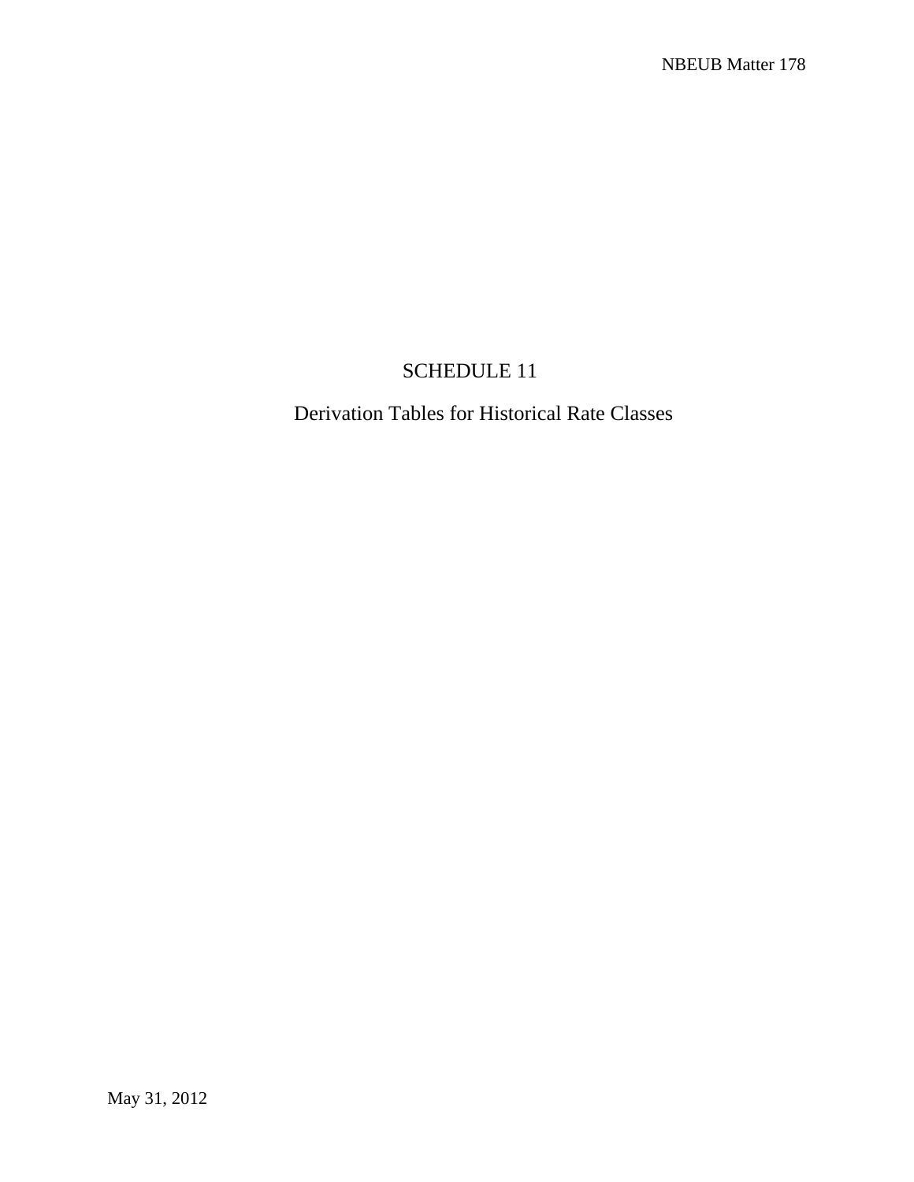# SCHEDULE 11

## Derivation Tables for Historical Rate Classes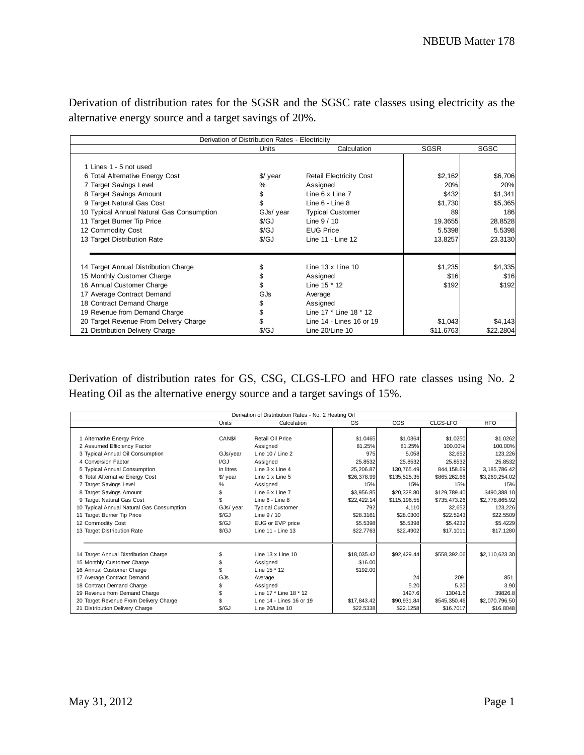Derivation of distribution rates for the SGSR and the SGSC rate classes using electricity as the alternative energy source and a target savings of 20%.

| Derivation of Distribution Rates - Electricity | | | | |
|---|---|---|---|---|
| | Units | Calculation | SGSR | SGSC |
| 1 Lines 1 - 5 not used | | | | |
| 6 Total Alternative Energy Cost | $/ year | Retail Electricity Cost | $2,162 | $6,706 |
| 7 Target Savings Level | % | Assigned | 20% | 20% |
| 8 Target Savings Amount | $ | Line 6 x Line 7 | $432 | $1,341 |
| 9 Target Natural Gas Cost | $ | Line 6 - Line 8 | $1,730 | $5,365 |
| 10 Typical Annual Natural Gas Consumption | GJs/ year | Typical Customer | 89 | 186 |
| 11 Target Burner Tip Price | $/GJ | Line 9 / 10 | 19.3655 | 28.8528 |
| 12 Commodity Cost | $/GJ | EUG Price | 5.5398 | 5.5398 |
| 13 Target Distribution Rate | $/GJ | Line 11 - Line 12 | 13.8257 | 23.3130 |
| 14 Target Annual Distribution Charge | $ | Line 13 x Line 10 | $1,235 | $4,335 |
| 15 Monthly Customer Charge | $ | Assigned | $16 | $16 |
| 16 Annual Customer Charge | $ | Line 15 * 12 | $192 | $192 |
| 17 Average Contract Demand | GJs | Average | | |
| 18 Contract Demand Charge | $ | Assigned | | |
| 19 Revenue from Demand Charge | $ | Line 17 * Line 18 * 12 | | |
| 20 Target Revenue From Delivery Charge | $ | Line 14 - Lines 16 or 19 | $1,043 | $4,143 |
| 21 Distribution Delivery Charge | $/GJ | Line 20/Line 10 | $11.6763 | $22.2804 |

Derivation of distribution rates for GS, CSG, CLGS-LFO and HFO rate classes using No. 2 Heating Oil as the alternative energy source and a target savings of 15%.

| Derivation of Distribution Rates - No. 2 Heating Oil | | | | | | |
|---|---|---|---|---|---|---|
| | Units | Calculation | GS | CGS | CLGS-LFO | HFO |
| 1 Alternative Energy Price | CAN$/l | Retail Oil Price | $1.0465 | $1.0364 | $1.0250 | $1.0262 |
| 2 Assumed Efficiency Factor | | Assigned | 81.25% | 81.25% | 100.00% | 100.00% |
| 3 Typical Annual Oil Consumption | GJs/year | Line 10 / Line 2 | 975 | 5,058 | 32,652 | 123,226 |
| 4 Conversion Factor | l/GJ | Assigned | 25.8532 | 25.8532 | 25.8532 | 25.8532 |
| 5 Typical Annual Consumption | in litres | Line 3 x Line 4 | 25,206.87 | 130,765.49 | 844,158.69 | 3,185,786.42 |
| 6 Total Alternative Energy Cost | $/ year | Line 1 x Line 5 | $26,378.99 | $135,525.35 | $865,262.66 | $3,269,254.02 |
| 7 Target Savings Level | % | Assigned | 15% | 15% | 15% | 15% |
| 8 Target Savings Amount | $ | Line 6 x Line 7 | $3,956.85 | $20,328.80 | $129,789.40 | $490,388.10 |
| 9 Target Natural Gas Cost | $ | Line 6 - Line 8 | $22,422.14 | $115,196.55 | $735,473.26 | $2,778,865.92 |
| 10 Typical Annual Natural Gas Consumption | GJs/ year | Typical Customer | 792 | 4,110 | 32,652 | 123,226 |
| 11 Target Burner Tip Price | $/GJ | Line 9 / 10 | $28.3161 | $28.0300 | $22.5243 | $22.5509 |
| 12 Commodity Cost | $/GJ | EUG or EVP price | $5.5398 | $5.5398 | $5.4232 | $5.4229 |
| 13 Target Distribution Rate | $/GJ | Line 11 - Line 13 | $22.7763 | $22.4902 | $17.1011 | $17.1280 |
| 14 Target Annual Distribution Charge | $ | Line 13 x Line 10 | $18,035.42 | $92,429.44 | $558,392.06 | $2,110,623.30 |
| 15 Monthly Customer Charge | $ | Assigned | $16.00 | | | |
| 16 Annual Customer Charge | $ | Line 15 * 12 | $192.00 | | | |
| 17 Average Contract Demand | GJs | Average | | 24 | 209 | 851 |
| 18 Contract Demand Charge | $ | Assigned | | 5.20 | 5.20 | 3.90 |
| 19 Revenue from Demand Charge | $ | Line 17 * Line 18 * 12 | | 1497.6 | 13041.6 | 39826.8 |
| 20 Target Revenue From Delivery Charge | $ | Line 14 - Lines 16 or 19 | $17,843.42 | $90,931.84 | $545,350.46 | $2,070,796.50 |
| 21 Distribution Delivery Charge | $/GJ | Line 20/Line 10 | $22.5338 | $22.1258 | $16.7017 | $16.8048 |